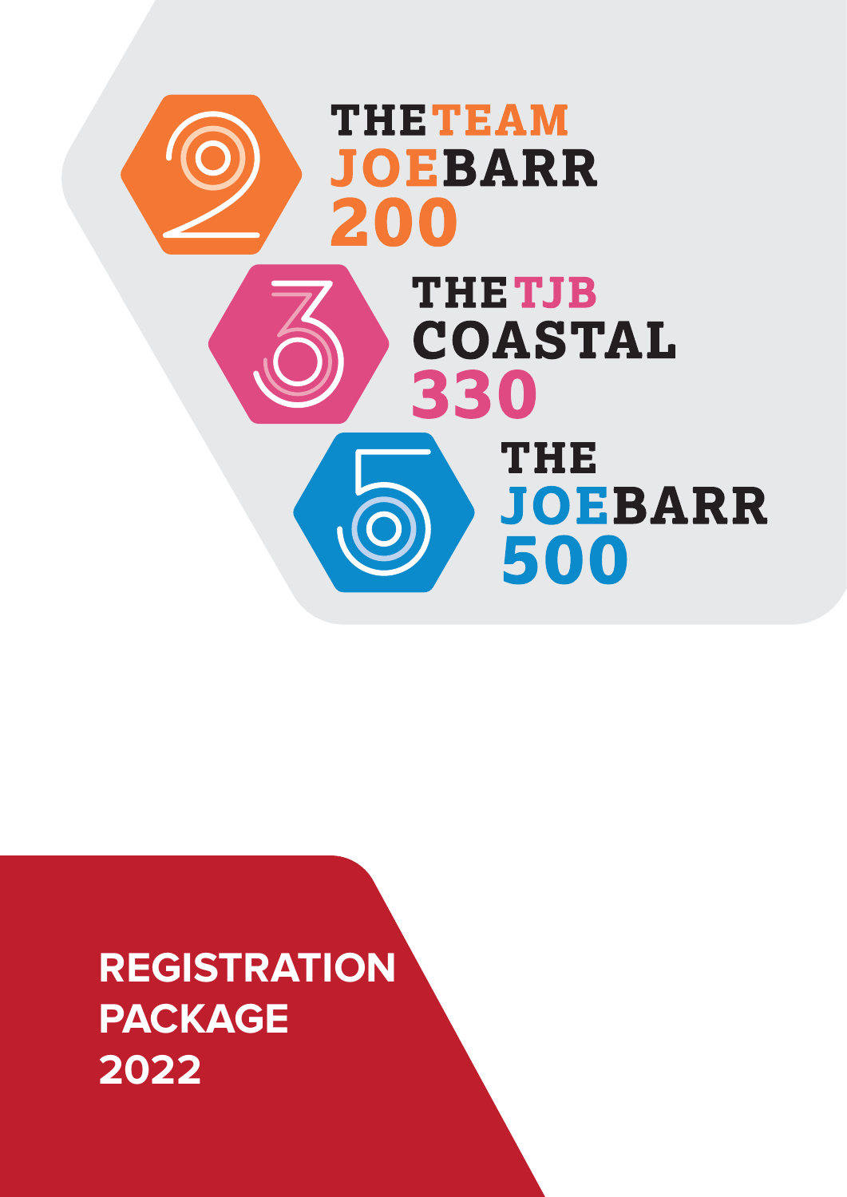# THE TEAM JOE BARR 200

# THE TJB COASTAL 330

# THE JOE BARR 500

## REGISTRATION PACKAGE 2022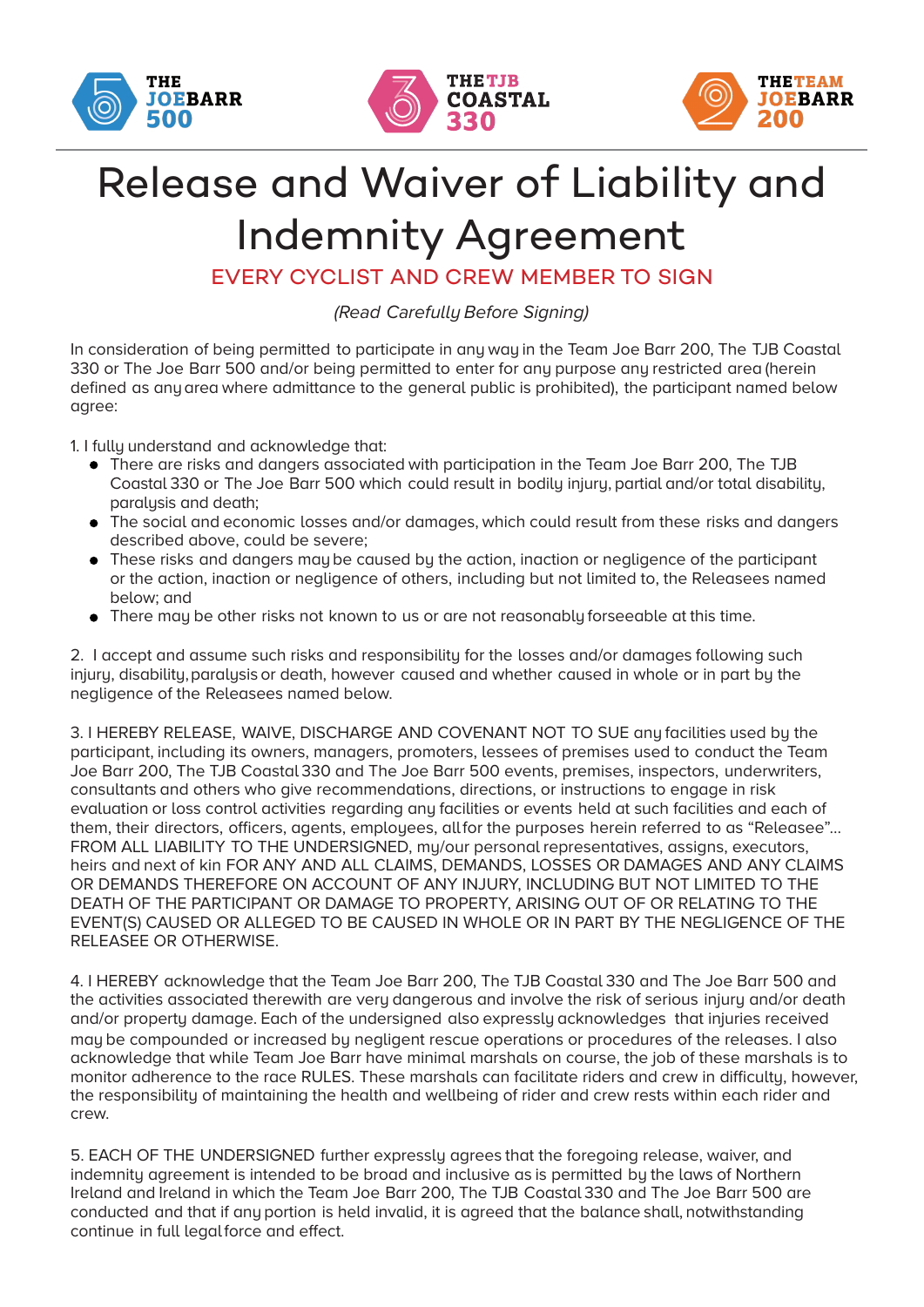THE JOEBARR 500 | THE TJB COASTAL 330 | THE TEAM JOEBARR 200

# Release and Waiver of Liability and Indemnity Agreement

## EVERY CYCLIST AND CREW MEMBER TO SIGN

*(Read Carefully Before Signing)*

In consideration of being permitted to participate in any way in the Team Joe Barr 200, The TJB Coastal 330 or The Joe Barr 500 and/or being permitted to enter for any purpose any restricted area (herein defined as any area where admittance to the general public is prohibited), the participant named below agree:

1. I fully understand and acknowledge that:
   - There are risks and dangers associated with participation in the Team Joe Barr 200, The TJB Coastal 330 or The Joe Barr 500 which could result in bodily injury, partial and/or total disability, paralysis and death;
   - The social and economic losses and/or damages, which could result from these risks and dangers described above, could be severe;
   - These risks and dangers may be caused by the action, inaction or negligence of the participant or the action, inaction or negligence of others, including but not limited to, the Releasees named below; and
   - There may be other risks not known to us or are not reasonably forseeable at this time.

2. I accept and assume such risks and responsibility for the losses and/or damages following such injury, disability, paralysis or death, however caused and whether caused in whole or in part by the negligence of the Releasees named below.

3. I HEREBY RELEASE, WAIVE, DISCHARGE AND COVENANT NOT TO SUE any facilities used by the participant, including its owners, managers, promoters, lessees of premises used to conduct the Team Joe Barr 200, The TJB Coastal 330 and The Joe Barr 500 events, premises, inspectors, underwriters, consultants and others who give recommendations, directions, or instructions to engage in risk evaluation or loss control activities regarding any facilities or events held at such facilities and each of them, their directors, officers, agents, employees, all for the purposes herein referred to as "Releasee"… FROM ALL LIABILITY TO THE UNDERSIGNED, my/our personal representatives, assigns, executors, heirs and next of kin FOR ANY AND ALL CLAIMS, DEMANDS, LOSSES OR DAMAGES AND ANY CLAIMS OR DEMANDS THEREFORE ON ACCOUNT OF ANY INJURY, INCLUDING BUT NOT LIMITED TO THE DEATH OF THE PARTICIPANT OR DAMAGE TO PROPERTY, ARISING OUT OF OR RELATING TO THE EVENT(S) CAUSED OR ALLEGED TO BE CAUSED IN WHOLE OR IN PART BY THE NEGLIGENCE OF THE RELEASEE OR OTHERWISE.

4. I HEREBY acknowledge that the Team Joe Barr 200, The TJB Coastal 330 and The Joe Barr 500 and the activities associated therewith are very dangerous and involve the risk of serious injury and/or death and/or property damage. Each of the undersigned also expressly acknowledges that injuries received may be compounded or increased by negligent rescue operations or procedures of the releases. I also acknowledge that while Team Joe Barr have minimal marshals on course, the job of these marshals is to monitor adherence to the race RULES. These marshals can facilitate riders and crew in difficulty, however, the responsibility of maintaining the health and wellbeing of rider and crew rests within each rider and crew.

5. EACH OF THE UNDERSIGNED further expressly agrees that the foregoing release, waiver, and indemnity agreement is intended to be broad and inclusive as is permitted by the laws of Northern Ireland and Ireland in which the Team Joe Barr 200, The TJB Coastal 330 and The Joe Barr 500 are conducted and that if any portion is held invalid, it is agreed that the balance shall, notwithstanding continue in full legal force and effect.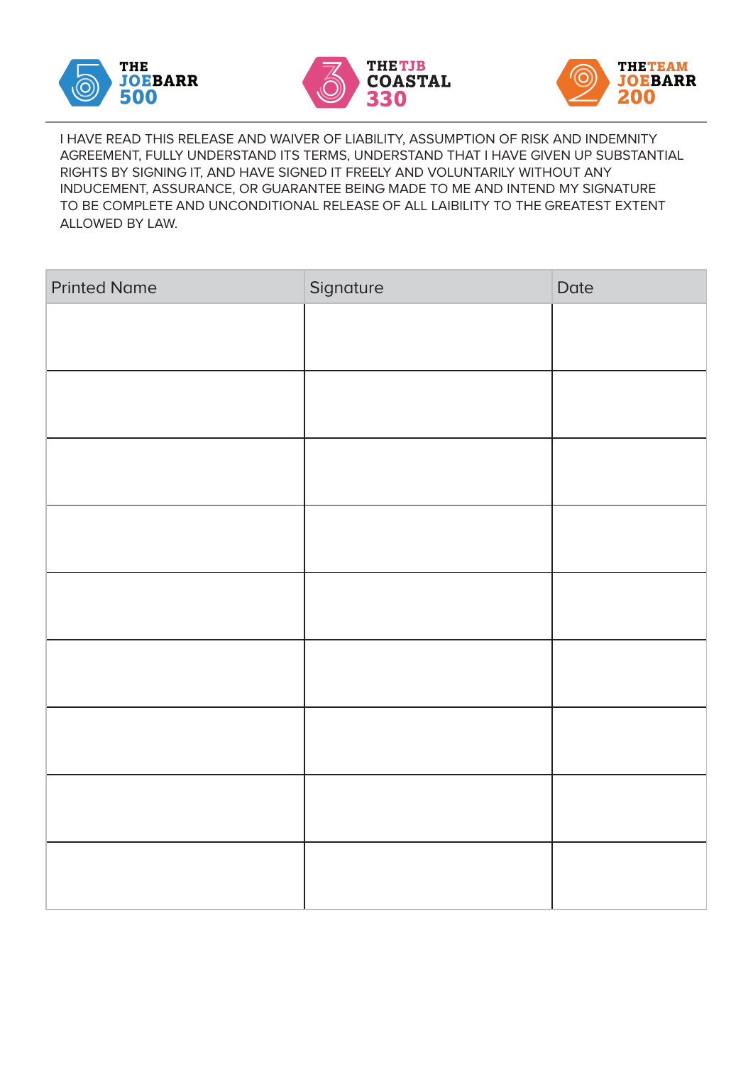THE JOEBARR 500

THE TJB COASTAL 330

THE TEAM JOEBARR 200

I HAVE READ THIS RELEASE AND WAIVER OF LIABILITY, ASSUMPTION OF RISK AND INDEMNITY AGREEMENT, FULLY UNDERSTAND ITS TERMS, UNDERSTAND THAT I HAVE GIVEN UP SUBSTANTIAL RIGHTS BY SIGNING IT, AND HAVE SIGNED IT FREELY AND VOLUNTARILY WITHOUT ANY INDUCEMENT, ASSURANCE, OR GUARANTEE BEING MADE TO ME AND INTEND MY SIGNATURE TO BE COMPLETE AND UNCONDITIONAL RELEASE OF ALL LAIBILITY TO THE GREATEST EXTENT ALLOWED BY LAW.

| Printed Name | Signature | Date |
| --- | --- | --- |
| | | |
| | | |
| | | |
| | | |
| | | |
| | | |
| | | |
| | | |
| | | |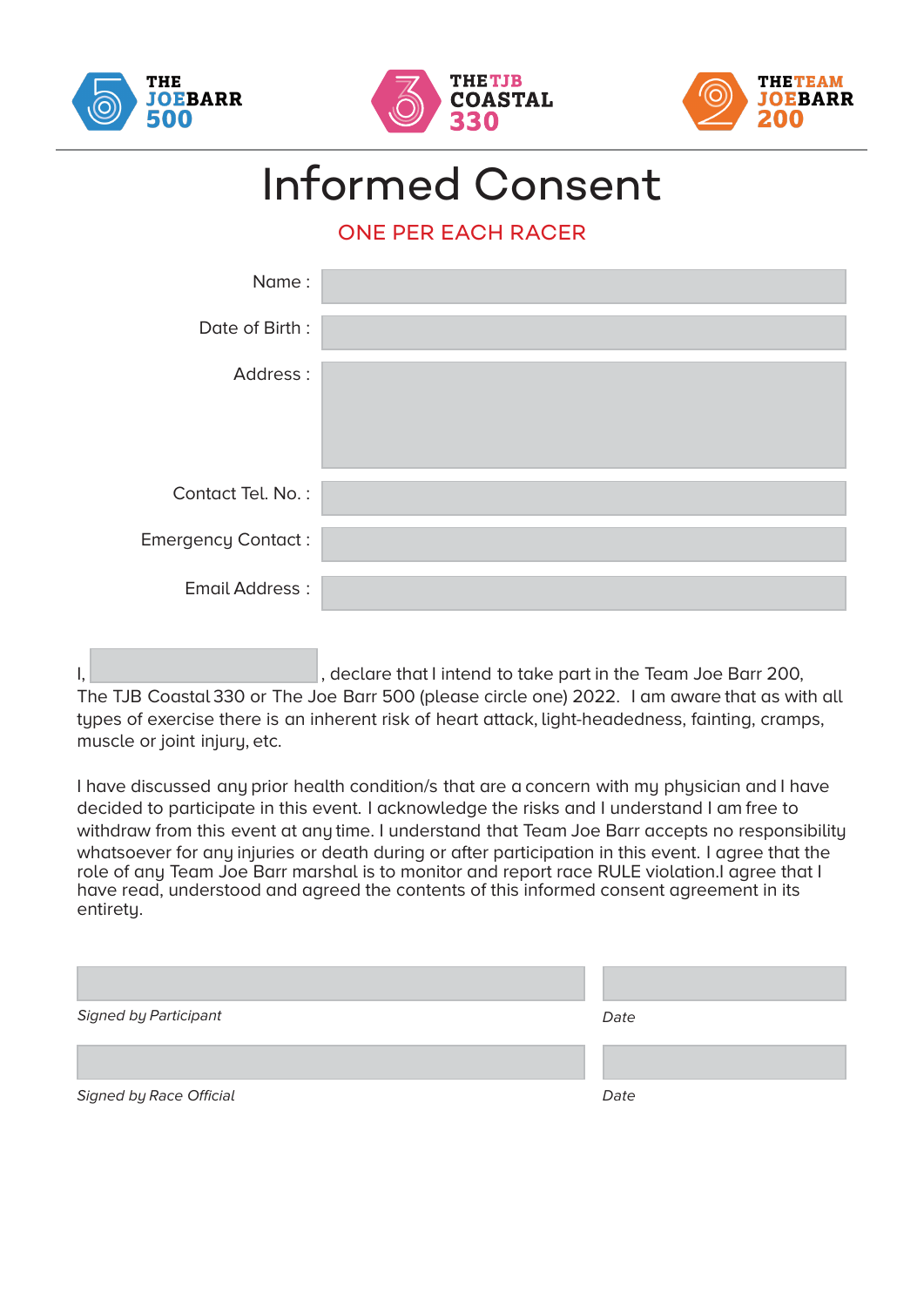THE JOEBARR 500

THE TJB COASTAL 330

THE TEAM JOEBARR 200

# Informed Consent

ONE PER EACH RACER

Name :

Date of Birth :

Address :

Contact Tel. No. :

Emergency Contact :

Email Address :

I, ______________, declare that I intend to take part in the Team Joe Barr 200, The TJB Coastal 330 or The Joe Barr 500 (please circle one) 2022. I am aware that as with all types of exercise there is an inherent risk of heart attack, light-headedness, fainting, cramps, muscle or joint injury, etc.

I have discussed any prior health condition/s that are a concern with my physician and I have decided to participate in this event. I acknowledge the risks and I understand I am free to withdraw from this event at any time. I understand that Team Joe Barr accepts no responsibility whatsoever for any injuries or death during or after participation in this event. I agree that the role of any Team Joe Barr marshal is to monitor and report race RULE violation.I agree that I have read, understood and agreed the contents of this informed consent agreement in its entirety.

*Signed by Participant* *Date*

*Signed by Race Official* *Date*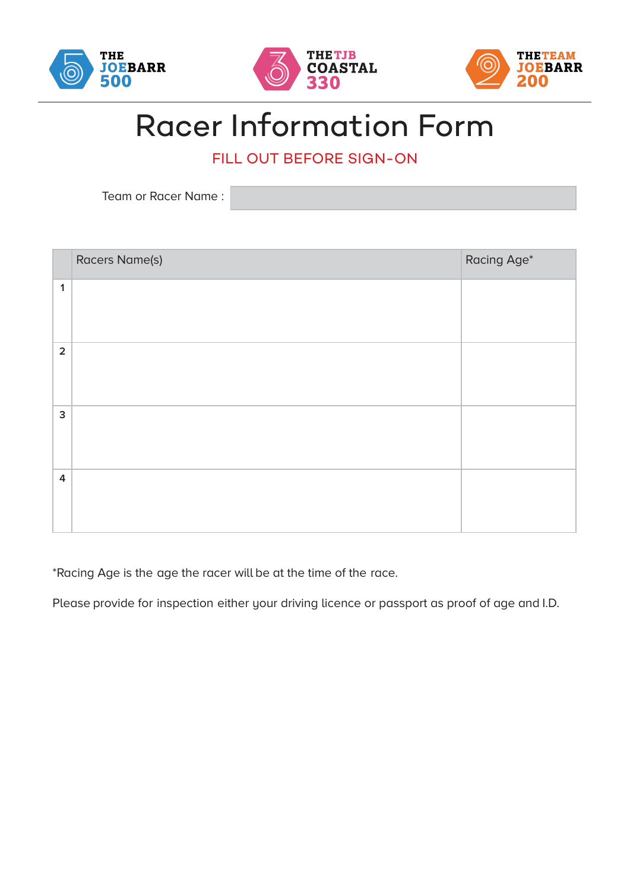THE JOEBARR 500

THE TJB COASTAL 330

THE TEAM JOEBARR 200

# Racer Information Form

FILL OUT BEFORE SIGN-ON

Team or Racer Name :

| | Racers Name(s) | Racing Age* |
|---|---|---|
| 1 | | |
| 2 | | |
| 3 | | |
| 4 | | |

*Racing Age is the age the racer will be at the time of the race.

Please provide for inspection either your driving licence or passport as proof of age and I.D.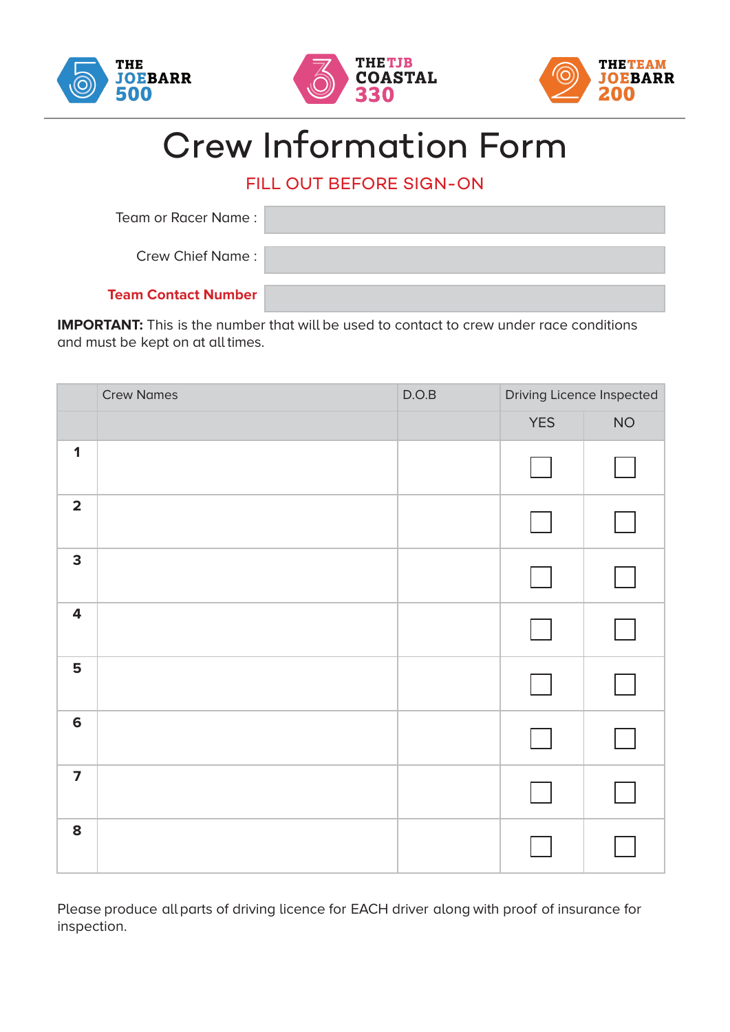THE JOEBARR 500

THE TJB COASTAL 330

THE TEAM JOEBARR 200

# Crew Information Form

FILL OUT BEFORE SIGN-ON

| | |
|---|---|
| Team or Racer Name : | |
| Crew Chief Name : | |
| **Team Contact Number** | |

**IMPORTANT:** This is the number that will be used to contact to crew under race conditions and must be kept on at all times.

| | Crew Names | D.O.B | Driving Licence Inspected | |
|---|---|---|---|---|
| | | | YES | NO |
| **1** | | | ☐ | ☐ |
| **2** | | | ☐ | ☐ |
| **3** | | | ☐ | ☐ |
| **4** | | | ☐ | ☐ |
| **5** | | | ☐ | ☐ |
| **6** | | | ☐ | ☐ |
| **7** | | | ☐ | ☐ |
| **8** | | | ☐ | ☐ |

Please produce all parts of driving licence for EACH driver along with proof of insurance for inspection.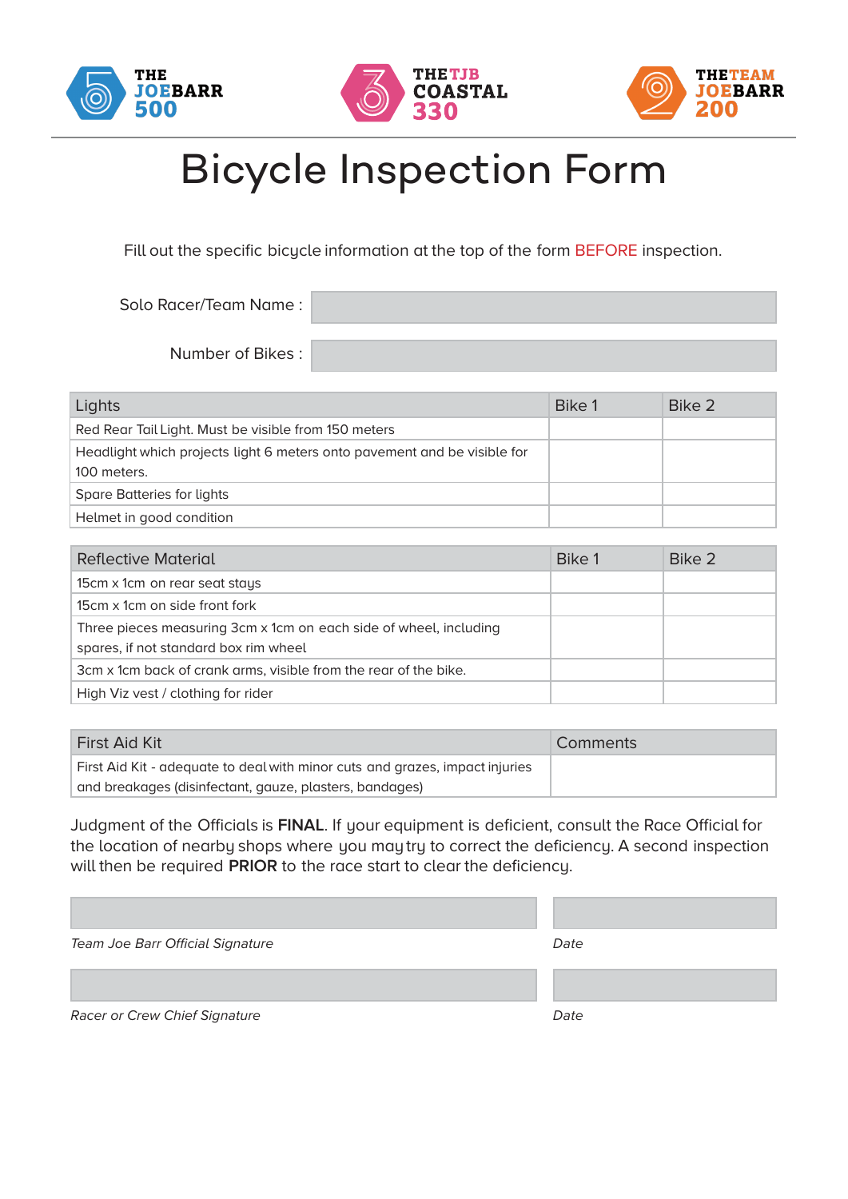THE JOEBARR 500

THE TJB COASTAL 330

THE TEAM JOEBARR 200

# Bicycle Inspection Form

Fill out the specific bicycle information at the top of the form BEFORE inspection.

Solo Racer/Team Name :

Number of Bikes :

| Lights | Bike 1 | Bike 2 |
|---|---|---|
| Red Rear Tail Light. Must be visible from 150 meters | | |
| Headlight which projects light 6 meters onto pavement and be visible for 100 meters. | | |
| Spare Batteries for lights | | |
| Helmet in good condition | | |

| Reflective Material | Bike 1 | Bike 2 |
|---|---|---|
| 15cm x 1cm on rear seat stays | | |
| 15cm x 1cm on side front fork | | |
| Three pieces measuring 3cm x 1cm on each side of wheel, including spares, if not standard box rim wheel | | |
| 3cm x 1cm back of crank arms, visible from the rear of the bike. | | |
| High Viz vest / clothing for rider | | |

| First Aid Kit | Comments |
|---|---|
| First Aid Kit - adequate to deal with minor cuts and grazes, impact injuries and breakages (disinfectant, gauze, plasters, bandages) | |

Judgment of the Officials is **FINAL**. If your equipment is deficient, consult the Race Official for the location of nearby shops where you may try to correct the deficiency. A second inspection will then be required **PRIOR** to the race start to clear the deficiency.

*Team Joe Barr Official Signature*

*Date*

*Racer or Crew Chief Signature*

*Date*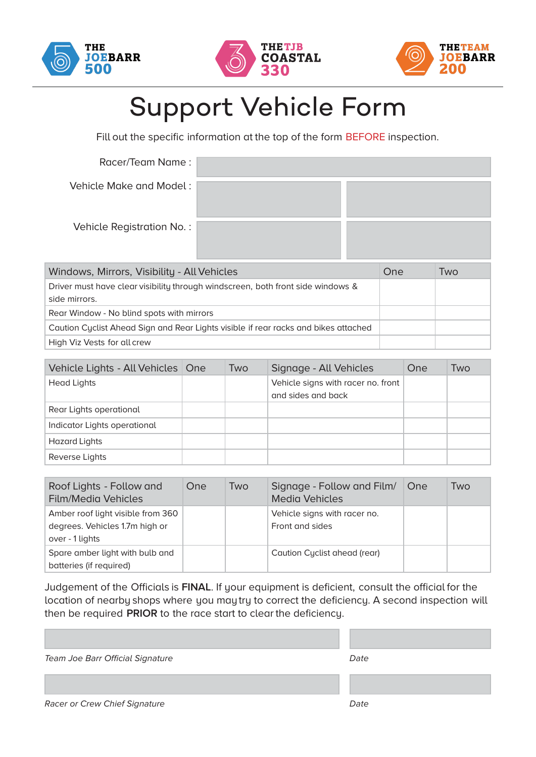THE JOEBARR 500 | THE TJB COASTAL 330 | THE TEAM JOEBARR 200

# Support Vehicle Form

Fill out the specific information at the top of the form BEFORE inspection.

Racer/Team Name :

Vehicle Make and Model :

Vehicle Registration No. :

| Windows, Mirrors, Visibility - All Vehicles | One | Two |
|---|---|---|
| Driver must have clear visibility through windscreen, both front side windows & side mirrors. | | |
| Rear Window - No blind spots with mirrors | | |
| Caution Cyclist Ahead Sign and Rear Lights visible if rear racks and bikes attached | | |
| High Viz Vests for all crew | | |

| Vehicle Lights - All Vehicles | One | Two | Signage - All Vehicles | One | Two |
|---|---|---|---|---|---|
| Head Lights | | | Vehicle signs with racer no. front and sides and back | | |
| Rear Lights operational | | | | | |
| Indicator Lights operational | | | | | |
| Hazard Lights | | | | | |
| Reverse Lights | | | | | |

| Roof Lights - Follow and Film/Media Vehicles | One | Two | Signage - Follow and Film/ Media Vehicles | One | Two |
|---|---|---|---|---|---|
| Amber roof light visible from 360 degrees. Vehicles 1.7m high or over - 1 lights | | | Vehicle signs with racer no. Front and sides | | |
| Spare amber light with bulb and batteries (if required) | | | Caution Cyclist ahead (rear) | | |

Judgement of the Officials is **FINAL**. If your equipment is deficient, consult the official for the location of nearby shops where you may try to correct the deficiency. A second inspection will then be required **PRIOR** to the race start to clear the deficiency.

*Team Joe Barr Official Signature* &nbsp;&nbsp;&nbsp; *Date*

*Racer or Crew Chief Signature* &nbsp;&nbsp;&nbsp; *Date*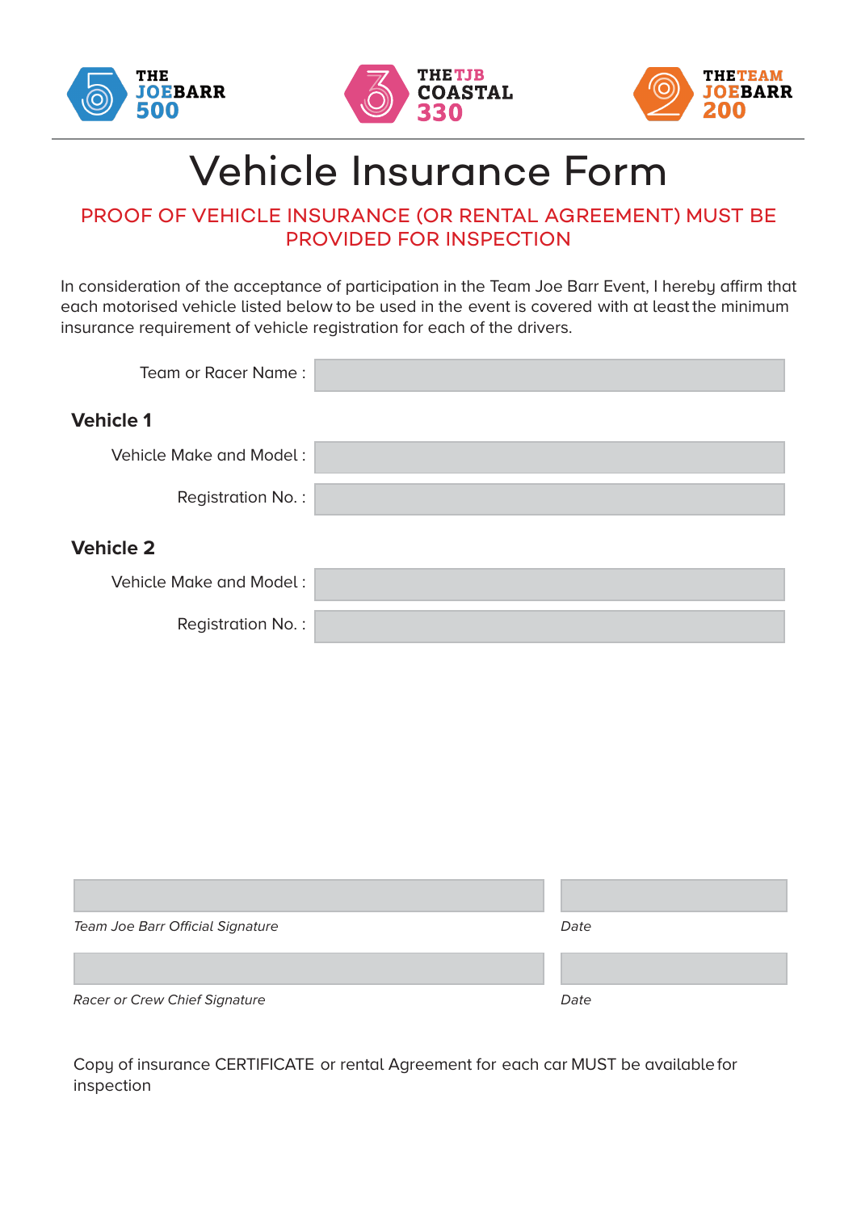THE JOE BARR 500 | THE TJB COASTAL 330 | THE TEAM JOE BARR 200

# Vehicle Insurance Form

PROOF OF VEHICLE INSURANCE (OR RENTAL AGREEMENT) MUST BE PROVIDED FOR INSPECTION

In consideration of the acceptance of participation in the Team Joe Barr Event, I hereby affirm that each motorised vehicle listed below to be used in the event is covered with at least the minimum insurance requirement of vehicle registration for each of the drivers.

Team or Racer Name :

## Vehicle 1

Vehicle Make and Model :

Registration No. :

## Vehicle 2

Vehicle Make and Model :

Registration No. :

*Team Joe Barr Official Signature*

*Date*

*Racer or Crew Chief Signature*

*Date*

Copy of insurance CERTIFICATE or rental Agreement for each car MUST be available for inspection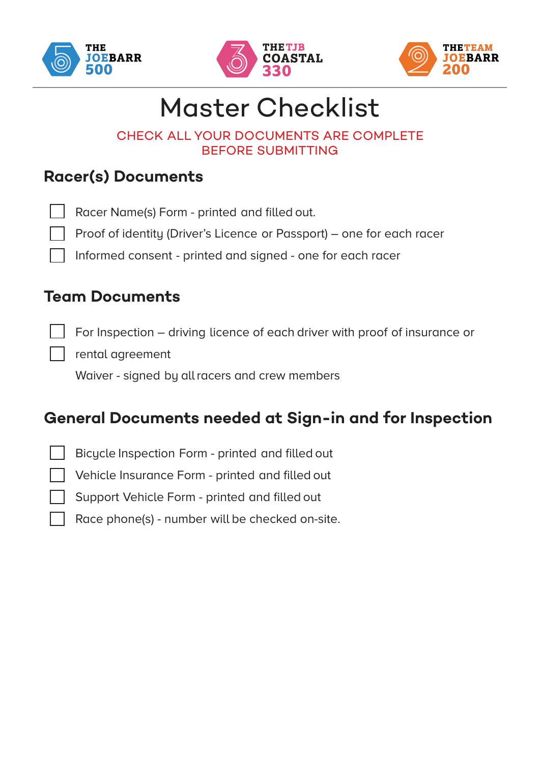THE JOEBARR 500

THE TJB COASTAL 330

THE TEAM JOEBARR 200

# Master Checklist

CHECK ALL YOUR DOCUMENTS ARE COMPLETE BEFORE SUBMITTING

## Racer(s) Documents

- [ ] Racer Name(s) Form - printed and filled out.
- [ ] Proof of identity (Driver's Licence or Passport) – one for each racer
- [ ] Informed consent - printed and signed - one for each racer

## Team Documents

- [ ] For Inspection – driving licence of each driver with proof of insurance or rental agreement
- [ ] Waiver - signed by all racers and crew members

## General Documents needed at Sign-in and for Inspection

- [ ] Bicycle Inspection Form - printed and filled out
- [ ] Vehicle Insurance Form - printed and filled out
- [ ] Support Vehicle Form - printed and filled out
- [ ] Race phone(s) - number will be checked on-site.